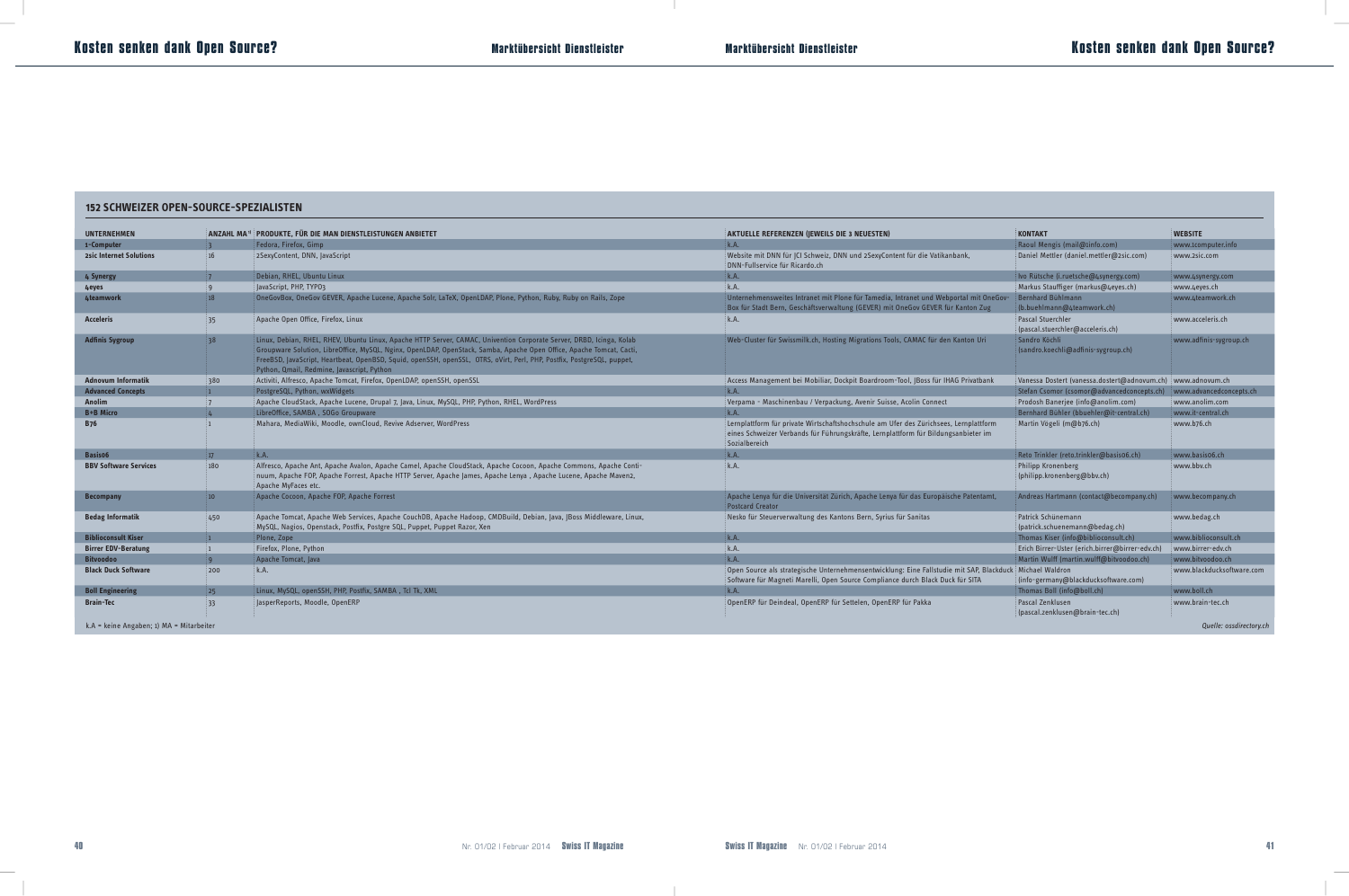## 152 SCHWEIZER OPEN-SOURCE-SPEZIALISTEN

| UNTERNEHMEN | ANZAHL MA [1] | PRODUKTE, FÜR DIE MAN DIENSTLEISTUNGEN ANBIETET | AKTUELLE REFERENZEN (JEWEILS DIE 3 NEUESTEN) | KONTAKT | WEBSITE |
|---|---|---|---|---|---|
| 1-Computer | 3 | Fedora, Firefox, Gimp | k.A. | Raoul Mengis (mail@1info.com) | www.1computer.info |
| 2sic Internet Solutions | 16 | 2SexyContent, DNN, JavaScript | Website mit DNN für JCI Schweiz, DNN und 2SexyContent für die Vatikanbank, DNN-Fullservice für Ricardo.ch | Daniel Mettler (daniel.mettler@2sic.com) | www.2sic.com |
| 4 Synergy | 7 | Debian, RHEL, Ubuntu Linux | k.A. | Ivo Rütsche (i.ruetsche@4synergy.com) | www.4synergy.com |
| 4eyes | 9 | JavaScript, PHP, TYPO3 | k.A. | Markus Stauffiger (markus@4eyes.ch) | www.4eyes.ch |
| 4teamwork | 18 | OneGovBox, OneGov GEVER, Apache Lucene, Apache Solr, LaTeX, OpenLDAP, Plone, Python, Ruby, Ruby on Rails, Zope | Unternehmensweites Intranet mit Plone für Tamedia, Intranet und Webportal mit OneGov-Box für Stadt Bern, Geschäftsverwaltung (GEVER) mit OneGov GEVER für Kanton Zug | Bernhard Bühlmann (b.buehlmann@4teamwork.ch) | www.4teamwork.ch |
| Acceleris | 35 | Apache Open Office, Firefox, Linux | k.A. | Pascal Stuerchler (pascal.stuerchler@acceleris.ch) | www.acceleris.ch |
| Adfinis Sygroup | 38 | Linux, Debian, RHEL, RHEV, Ubuntu Linux, Apache HTTP Server, CAMAC, Univention Corporate Server, DRBD, Icinga, Kolab Groupware Solution, LibreOffice, MySQL, Nginx, OpenLDAP, OpenStack, Samba, Apache Open Office, Apache Tomcat, Cacti, FreeBSD, JavaScript, Heartbeat, OpenBSD, Squid, openSSH, openSSL, OTRS, oVirt, Perl, PHP, Postfix, PostgreSQL, puppet, Python, Qmail, Redmine, Javascript, Python | Web-Cluster für Swissmilk.ch, Hosting Migrations Tools, CAMAC für den Kanton Uri | Sandro Köchli (sandro.koechli@adfinis-sygroup.ch) | www.adfinis-sygroup.ch |
| Adnovum Informatik | 380 | Activiti, Alfresco, Apache Tomcat, Firefox, OpenLDAP, openSSH, openSSL | Access Management bei Mobiliar, Dockpit Boardroom-Tool, JBoss für IHAG Privatbank | Vanessa Dostert (vanessa.dostert@adnovum.ch) | www.adnovum.ch |
| Advanced Concepts | 1 | PostgreSQL, Python, wxWidgets | k.A. | Stefan Csomor (csomor@advancedconcepts.ch) | www.advancedconcepts.ch |
| Anolim | 7 | Apache CloudStack, Apache Lucene, Drupal 7, Java, Linux, MySQL, PHP, Python, RHEL, WordPress | Verpama – Maschinenbau / Verpackung, Avenir Suisse, Acolin Connect | Prodosh Banerjee (info@anolim.com) | www.anolim.com |
| B+B Micro | 4 | LibreOffice, SAMBA , SOGo Groupware | k.A. | Bernhard Bühler (bbuehler@it-central.ch) | www.it-central.ch |
| B76 | 1 | Mahara, MediaWiki, Moodle, ownCloud, Revive Adserver, WordPress | Lernplattform für private Wirtschaftshochschule am Ufer des Zürichsees, Lernplattform eines Schweizer Verbands für Führungskräfte, Lernplattform für Bildungsanbieter im Sozialbereich | Martin Vögeli (m@b76.ch) | www.b76.ch |
| Basis06 | 17 | k.A. | k.A. | Reto Trinkler (reto.trinkler@basis06.ch) | www.basis06.ch |
| BBV Software Services | 180 | Alfresco, Apache Ant, Apache Avalon, Apache Camel, Apache CloudStack, Apache Cocoon, Apache Commons, Apache Continuum, Apache FOP, Apache Forrest, Apache HTTP Server, Apache James, Apache Lenya , Apache Lucene, Apache Maven2, Apache MyFaces etc. | k.A. | Philipp Kronenberg (philipp.kronenberg@bbv.ch) | www.bbv.ch |
| Becompany | 10 | Apache Cocoon, Apache FOP, Apache Forrest | Apache Lenya für die Universität Zürich, Apache Lenya für das Europäische Patentamt, Postcard Creator | Andreas Hartmann (contact@becompany.ch) | www.becompany.ch |
| Bedag Informatik | 450 | Apache Tomcat, Apache Web Services, Apache CouchDB, Apache Hadoop, CMDBuild, Debian, Java, JBoss Middleware, Linux, MySQL, Nagios, Openstack, Postfix, Postgre SQL, Puppet, Puppet Razor, Xen | Nesko für Steuerverwaltung des Kantons Bern, Syrius für Sanitas | Patrick Schünemann (patrick.schuenemann@bedag.ch) | www.bedag.ch |
| Biblioconsult Kiser | 1 | Plone, Zope | k.A. | Thomas Kiser (info@biblioconsult.ch) | www.biblioconsult.ch |
| Birrer EDV-Beratung | 1 | Firefox, Plone, Python | k.A. | Erich Birrer-Uster (erich.birrer@birrer-edv.ch) | www.birrer-edv.ch |
| Bitvoodoo | 9 | Apache Tomcat, Java | k.A. | Martin Wulff (martin.wulff@bitvoodoo.ch) | www.bitvoodoo.ch |
| Black Duck Software | 200 | k.A. | Open Source als strategische Unternehmensentwicklung: Eine Fallstudie mit SAP, Blackduck für Magneti Marelli, Open Source Compliance durch Black Duck für SITA | Michael Waldron (info-germany@blackducksoftware.com) | www.blackducksoftware.com |
| Boll Engineering | 25 | Linux, MySQL, openSSH, PHP, Postfix, SAMBA , Tcl Tk, XML | k.A. | Thomas Boll (info@boll.ch) | www.boll.ch |
| Brain-Tec | 33 | JasperReports, Moodle, OpenERP | OpenERP für Deindeal, OpenERP für Settelen, OpenERP für Pakka | Pascal Zenklusen (pascal.zenklusen@brain-tec.ch) | www.brain-tec.ch |

k.A = keine Angaben; 1) MA = Mitarbeiter

*Quelle: ossdirectory.ch*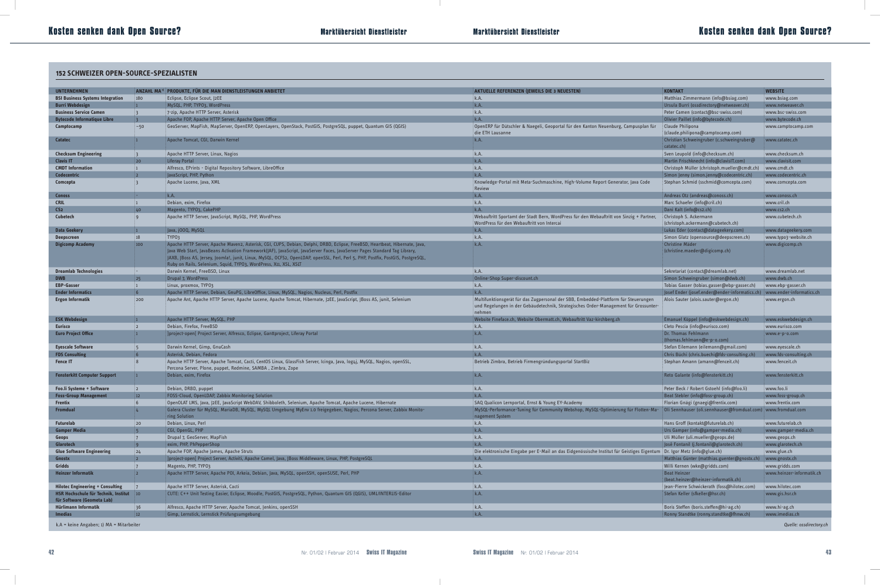## 152 SCHWEIZER OPEN-SOURCE-SPEZIALISTEN

| UNTERNEHMEN | ANZAHL MA[1] | PRODUKTE, FÜR DIE MAN DIENSTLEISTUNGEN ANBIETET | AKTUELLE REFERENZEN (JEWEILS DIE 3 NEUESTEN) | KONTAKT | WEBSITE |
|---|---|---|---|---|---|
| **BSI Business Systems Integration** | 180 | Eclipse, Eclipse Scout, J2EE | k.A. | Matthias Zimmermann (info@bsiag.com) | www.bsiag.com |
| **Burri Webdesign** | 1 | MySQL, PHP, TYPO3, WordPress | k.A. | Ursula Burri (ossdirectory@netweaver.ch) | www.netweaver.ch |
| **Business Service Camen** | 3 | 7-zip, Apache HTTP Server, Asterisk | k.A. | Peter Camen (contact@bsc-swiss.com) | www.bsc-swiss.com |
| **Bytecode Informatique Libre** | 3 | Apache FOP, Apache HTTP Server, Apache Open Office | k.A. | Olivier Paillet (info@bytecode.ch) | www.bytecode.ch |
| **Camptocamp** | ~50 | GeoServer, MapFish, MapServer, OpenERP, OpenLayers, OpenStack, PostGIS, PostgreSQL, puppet, Quantum GIS (QGIS) | OpenERP für Dütschler & Naegeli, Geoportal für den Kanton Neuenburg, Campusplan für die ETH Lausanne | Claude Philipona (claude.philipona@camptocamp.com) | www.camptocamp.com |
| **Catatec** | 1 | Apache Tomcat, CGI, Darwin Kernel | k.A. | Christian Schweingruber (c.schweingruber@catatec.ch) | www.catatec.ch |
| **Checksum Engineering** | 3 | Apache HTTP Server, Linux, Nagios | k.A. | Sven Leupold (info@checksum.ch) | www.checksum.ch |
| **Clavis IT** | 20 | Liferay Portal | k.A. | Martin Frischknecht (info@clavisIT.com) | www.clavisit.com |
| **CMDT Information** | 1 | Alfresco, EPrints - Digital Repository Software, LibreOffice | k.A. | Christoph Müller (christoph.mueller@cmdt.ch) | www.cmdt.ch |
| **Codecentric** | 2 | JavaScript, PHP, Python | k.A. | Simon Jenny (simon.jenny@codecentric.ch) | www.codecentric.ch |
| **Comcepta** | 3 | Apache Lucene, Java, XML | Knowledge-Portal mit Meta-Suchmaschine, High-Volume Report Generator, Java Code Review | Stephan Schmid (sschmid@comcepta.com) | www.comcepta.com |
| **Conoss** | - | k.A. | k.A. | Andreas Otz (andreas@conoss.ch) | www.conoss.ch |
| **CRIL** | 1 | Debian, exim, Firefox | k.A. | Marc Schaefer (info@cril.ch) | www.cril.ch |
| **CS2** | 40 | Magento, TYPO3, CakePHP | k.A. | Dani Kalt (info@cs2.ch) | www.cs2.ch |
| **Cubetech** | 9 | Apache HTTP Server, JavaScript, MySQL, PHP, WordPress | Webauftritt Sportamt der Stadt Bern, WordPress für den Webauftritt von Sinzig + Partner, WordPress für den Webauftritt von Intercai | Christoph S. Ackermann (christoph.ackermann@cubetech.ch) | www.cubetech.ch |
| **Data Geekery** | 1 | Java, jOOQ, MySQL | k.A. | Lukas Eder (contact@datageekery.com) | www.datageekery.com |
| **Deepscreen** | 18 | TYPO3 | k.A. | Simon Glatz (opensource@deepscreen.ch) | www.typo3-website.ch |
| **Digicomp Academy** | 100 | Apache HTTP Server, Apache Maven2, Asterisk, CGI, CUPS, Debian, Delphi, DRBD, Eclipse, FreeBSD, Heartbeat, Hibernate, Java, Java Web Start, JavaBeans Activation Framework(JAF), JavaScript, JavaServer Faces, JavaServer Pages Standard Tag Library, JAXB, JBoss AS, Jersey, Joomla!, junit, Linux, MySQL, OCFS2, OpenLDAP, openSSL, Perl, Perl 5, PHP, Postfix, PostGIS, PostgreSQL, Ruby on Rails, Selenium, Squid, TYPO3, WordPress, X11, XSL, XSLT | k.A. | Christine Mäder (christine.maeder@digicomp.ch) | www.digicomp.ch |
| **Dreamlab Technologies** | - | Darwin Kernel, FreeBSD, Linux | k.A. | Sekretariat (contact@dreamlab.net) | www.dreamlab.net |
| **DWB** | 25 | Drupal 7, WordPress | Online-Shop Super-discount.ch | Simon Schweingruber (simon@dwb.ch) | www.dwb.ch |
| **EBP-Gasser** | 1 | Linux, proxmox, TYPO3 | k.A. | Tobias Gasser (tobias.gasser@ebp-gasser.ch) | www.ebp-gasser.ch |
| **Ender Informatics** | 6 | Apache HTTP Server, Debian, GnuPG, LibreOffice, Linux, MySQL, Nagios, Nucleus, Perl, Postfix | k.A. | Josef Ender (josef.ender@ender-informatics.ch) | www.ender-informatics.ch |
| **Ergon Informatik** | 200 | Apache Ant, Apache HTTP Server, Apache Lucene, Apache Tomcat, Hibernate, J2EE, JavaScript, JBoss AS, junit, Selenium | Multifunktionsgerät für das Zugpersonal der SBB, Embedded-Plattform für Steuerungen und Regelungen in der Gebäudetechnik, Strategisches Order-Management für Grossunternehmen | Alois Sauter (alois.sauter@ergon.ch) | www.ergon.ch |
| **ESK Webdesign** | 1 | Apache HTTP Server, MySQL, PHP | Website Fineface.ch, Website Obermatt.ch, Webauftritt Vaz-kirchberg.ch | Emanuel Köppel (info@eskwebdesign.ch) | www.eskwebdesign.ch |
| **Eurisco** | 2 | Debian, Firefox, FreeBSD | k.A. | Cleto Pescia (info@eurisco.com) | www.eurisco.com |
| **Euro Project Office** | 1 | ]project-open[ Project Server, Alfresco, Eclipse, Ganttproject, Liferay Portal | k.A. | Dr. Thomas Fehlmann (thomas.fehlmann@e-p-o.com) | www.e-p-o.com |
| **Eyescale Software** | 5 | Darwin Kernel, Gimp, GnuCash | k.A. | Stefan Eilemann (eilemann@gmail.com) | www.eyescale.ch |
| **FDS Consulting** | 6 | Asterisk, Debian, Fedora | k.A. | Chris Büchi (chris.buechi@fds-consulting.ch) | www.fds-consulting.ch |
| **Fence IT** | 8 | Apache HTTP Server, Apache Tomcat, Cacti, CentOS Linux, GlassFish Server, Icinga, Java, log4j, MySQL, Nagios, openSSL, Percona Server, Plone, puppet, Redmine, SAMBA , Zimbra, Zope | Betrieb Zimbra, Betrieb Firmengründungsportal StartBiz | Stephan Amann (amann@fenceit.ch) | www.fenceit.ch |
| **Fensterkitt Computer Support** | 1 | Debian, exim, Firefox | k.A. | Reto Galante (info@fensterkitt.ch) | www.fensterkitt.ch |
| **Foo.li Systeme + Software** | 2 | Debian, DRBD, puppet | k.A. | Peter Beck / Robert Gstoehl (info@foo.li) | www.foo.li |
| **Foss-Group Management** | 12 | FOSS-Cloud, OpenLDAP, Zabbix Monitoring Solution | k.A. | Beat Stebler (info@foss-group.ch) | www.foss-group.ch |
| **Frentix** | 6 | OpenOLAT LMS, Java, J2EE, JavaScript WebDAV, Shibboleth, Selenium, Apache Tomcat, Apache Lucene, Hibernate | SAQ Qualicon Lernportal, Ernst & Young EY-Academy | Florian Gnägi (gnaegi@frentix.com) | www.frentix.com |
| **Fromdual** | 4 | Galera Cluster für MySQL, MariaDB, MySQL, MySQL Umgebung MyEnv 1.0 freigegeben, Nagios, Percona Server, Zabbix Monitoring Solution | MySQL-Performance-Tuning für Community Webshop, MySQL-Optimierung für Flotten-Management System | Oli Sennhauser (oli.sennhauser@fromdual.com) | www.fromdual.com |
| **Futurelab** | 20 | Debian, Linux, Perl | k.A. | Hans Groff (kontakt@futurelab.ch) | www.futurelab.ch |
| **Gamper Media** | 5 | CGI, OpenGL, PHP | k.A. | Urs Gamper (info@gamper-media.ch) | www.gamper-media.ch |
| **Geops** | 7 | Drupal 7, GeoServer, MapFish | k.A. | Uli Müller (uli.mueller@geops.de) | www.geops.ch |
| **Glarotech** | 9 | exim, PHP, PhPepperShop | k.A. | José Fontanil (j.fontanil@glarotech.ch) | www.glarotech.ch |
| **Glue Software Engineering** | 24 | Apache FOP, Apache James, Apache Struts | Die elektronische Eingabe per E-Mail an das Eidgenössische Institut für Geistiges Eigentum | Dr. Igor Metz (info@glue.ch) | www.glue.ch |
| **Gnostx** | 2 | ]project-open[ Project Server, Activiti, Apache Camel, Java, JBoss Middleware, Linux, PHP, PostgreSQL | k.A. | Matthias Günter (matthias.guenter@gnostx.ch) | www.gnostx.ch |
| **Gridds** | 7 | Magento, PHP, TYPO3 | k.A. | Willi Kernen (wke@gridds.com) | www.gridds.com |
| **Heinzer Informatik** | 2 | Apache HTTP Server, Apache POI, Arkeia, Debian, Java, MySQL, openSSH, openSUSE, Perl, PHP | k.A. | Beat Heinzer (beat.heinzer@heinzer-informatik.ch) | www.heinzer-informatik.ch |
| **Hilotec Engineering + Consulting** | 7 | Apache HTTP Server, Asterisk, Cacti | k.A. | Jean-Pierre Schwickerath (foss@hilotec.com) | www.hilotec.com |
| **HSR Hochschule für Technik, Institut für Software (Geometa Lab)** | 10 | CUTE: C++ Unit Testing Easier, Eclipse, Moodle, PostGIS, PostgreSQL, Python, Quantum GIS (QGIS), UML/INTERLIS-Editor | k.A. | Stefan Keller (sfkeller@hsr.ch) | www.gis.hsr.ch |
| **Hürlimann Informatik** | 36 | Alfresco, Apache HTTP Server, Apache Tomcat, Jenkins, openSSH | k.A. | Boris Steffen (boris.steffen@hi-ag.ch) | www.hi-ag.ch |
| **Imedias** | 12 | Gimp, Lernstick, Lernstick Prüfungsumgebung | k.A. | Ronny Standtke (ronny.standtke@fhnw.ch) | www.imedias.ch |

k.A = keine Angaben; 1) MA = Mitarbeiter

*Quelle: ossdirectory.ch*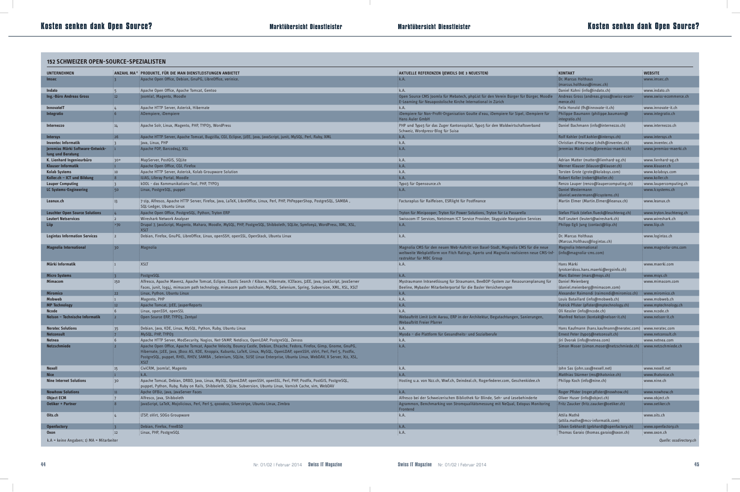## 152 SCHWEIZER OPEN-SOURCE-SPEZIALISTEN

| UNTERNEHMEN | ANZAHL MA[1] | PRODUKTE, FÜR DIE MAN DIENSTLEISTUNGEN ANBIETET | AKTUELLE REFERENZEN (JEWEILS DIE 3 NEUESTEN) | KONTAKT | WEBSITE |
|---|---|---|---|---|---|
| **Imsec** | 3 | Apache Open Office, Debian, GnuPG, LibreOffice, verinice. | k.A. | Dr. Marcus Holthaus (marcus.holthaus@imsec.ch) | www.imsec.ch |
| **Indato** | 5 | Apache Open Office, Apache Tomcat, Gentoo | k.A. | Daniel Kühni (info@indato.ch) | www.indato.ch |
| **Ing.-Büro Andreas Gross** | 12 | Joomla!, Magento, Moodle | Open Source CMS Joomla für Mebatech, phpList für den Verein Bürger für Bürger, Moodle E-Learning für Neuapostolische Kirche International in Zürich | Andreas Gross (andreas.gross@swiss-ecommerce.ch) | www.swiss-ecommerce.ch |
| **InnovateIT** | 4 | Apache HTTP Server, Asterisk, Hibernate | k.A. | Felix Honold (fh@innovate-it.ch) | www.innovate-it.ch |
| **Integratio** | 6 | ADempiere, iDempiere | iDempiere für Non-Profit-Organisation Goutte d'eau, iDempiere für Sipel, iDempiere für Hans Auler GmbH | Philippe Baumann (philippe.baumann@integratio.ch) | www.integratio.ch |
| **Internezzo** | 14 | Apache Solr, Linux, Magento, PHP, TYPO3, WordPress | PHP und Typo3 für das Zuger Kantonsspital, Typo3 für den Waldwirtschaftsverband Schweiz, Wordpress-Blog für Suisa | Daniel Bachmann (info@internezzo.ch) | www.internezzo.ch |
| **Intersys** | 26 | Apache HTTP Server, Apache Tomcat, Bugzilla, CGI, Eclipse, J2EE, Java, JavaScript, junit, MySQL, Perl, Ruby, XML | k.A. | Rolf Kohler (rolf.kohler@intersys.ch) | www.intersys.ch |
| **Inventec Informatik** | 3 | Java, Linux, PHP | k.A. | Christian d'Heureuse (chdh@inventec.ch) | www.inventec.ch |
| **Jeremias Märki Software-Entwicklung und Beratung** | 1 | Apache FOP, Barcode4J, XSL | k.A. | Jeremias Märki (info@jeremias-maerki.ch) | www.jeremias-maerki.ch |
| **K. Lienhard Ingenieurbüro** | 30+ | MapServer, PostGIS, SQLite | k.A. | Adrian Matter (matter@lienhard-ag.ch) | www.lienhard-ag.ch |
| **Klauser Informatik** | 1 | Apache Open Office, CGI, Firefox | k.A. | Werner Klauser (klauser@klauser.ch) | www.klauser.ch |
| **Kolab Systems** | 10 | Apache HTTP Server, Asterisk, Kolab Groupware Solution | k.A. | Torsten Grote (grote@kolabsys.com) | www.kolabsys.com |
| **Koller.ch – ICT und Bildung** | 8 | ILIAS, Liferay Portal, Moodle | k.A. | Robert Koller (robert@koller.ch) | www.koller.ch |
| **Lauper Computing** | 3 | kOOL - das Kommunikations-Tool, PHP, TYPO3 | Typo3 für Opensource.ch | Renzo Lauper (renzo@laupercomputing.ch) | www.laupercomputing.ch |
| **LC Systems-Engineering** | 50 | Linux, PostgreSQL, puppet | k.A. | Daniel Westermann (daniel.westermann@lcsystems.ch) | www.lcsystems.ch |
| **Leanux.ch** | 13 | 7-zip, Alfresco, Apache HTTP Server, Firefox, Java, LaTeX, LibreOffice, Linux, Perl, PHP, PhPepperShop, PostgreSQL, SAMBA, SQL-Ledger, Ubuntu Linux | Facturaplus für Raiffeisen, ESRlight für Postfinance | Martin Elmer (Martin.Elmer@leanux.ch) | www.leanux.ch |
| **Leuchter Open Source Solutions** | 4 | Apache Open Office, PostgreSQL, Python, Tryton ERP | Tryton für Minipooper, Tryton für Power Solutions, Tryton für La Passarella | Stefan Flück (stefan.flueck@leuchterag.ch) | www.tryton.leuchterag.ch |
| **Leutert Netservices** | 2 | Wireshark Network Analyser | Swisscom IT Services, Netstream ICT Service Provider, Skyguide Navigation Services | Rolf Leutert (leutert@wireshark.ch) | www.wireshark.ch |
| **Liip** | >70 | Drupal 7, JavaScript, Magento, Mahara, Moodle, MySQL, PHP, PostgreSQL, Shibboleth, SQLite, Symfony2, WordPress, XML, XSL, XSLT | k.A. | Philipp Egli Jung (contact@liip.ch) | www.liip.ch |
| **Logintas Information Services** | 2 | Debian, Firefox, GnuPG, LibreOffice, Linux, openSSH, openSSL, OpenStack, Ubuntu Linux | k.A. | Dr. Marcus Holthaus (Marcus.Holthaus@logintas.ch) | www.logintas.ch |
| **Magnolia International** | 30 | Magnolia | Magnolia CMS für den neuen Web-Auftritt von Basel-Stadt, Magnolia CMS für die neue weltweite Webplattform von Fitch Ratings, Aperto und Magnolia realisieren neue CMS-Infrastruktur für MBC Group | Magnolia International (info@magnolia-cms.com) | www.magnolia-cms.com |
| **Märki Informatik** | 1 | XSLT | k.A. | Hans Märki (yrotceridoss.hans.maerki@ergoinfo.ch) | www.maerki.com |
| **Micro Systems** | 3 | PostgreSQL | k.A. | Marc Balmer (marc@msys.ch) | www.msys.ch |
| **Mimacom** | 150 | Alfresco, Apache Maven2, Apache Tomcat, Eclipse, Elastic Search / Kibana, Hibernate, ICEfaces, J2EE, Java, JavaScript, JavaServer Faces, junit, log4j, mimacom path technology, mimacom path toolchain, MySQL, Selenium, Spring, Subversion, XML, XSL, XSLT | Mystraumann Intranetlösung für Straumann, BeeBOP-System zur Ressourcenplanung für Beeline, Mybasler Mitarbeiterportal für die Basler Versicherungen | Daniel Meienberg (daniel.meienberg@mimacom.com) | www.mimacom.com |
| **Miromico** | 22 | Linux, Python, Ubuntu Linux | k.A. | Alexander Raimondi (raimondi@miromico.ch) | www.miromico.ch |
| **Mobweb** | 1 | Magento, PHP | k.A. | Louis Bataillard (info@mobweb.ch) | www.mobweb.ch |
| **MP Technology** | 12 | Apache Tomcat, J2EE, JasperReports | k.A. | Patrick Pfister (pfister@mptechnology.ch) | www.mptechnology.ch |
| **Ncode** | 6 | Linux, openSSH, openSSL | k.A. | Oli Kessler (info@ncode.ch) | www.ncode.ch |
| **Nelson – Technische Informatik** | 2 | Open Source ERP, TYPO3, Zentyal | Webauftritt Limit Licht Aarau, ERP in der Architektur, Begutachtungen, Sanierungen, Webauftritt Freier Pfarrer | Manfred Nelson (kontakt@nelson-it.ch) | www.nelson-it.ch |
| **Neratec Solutions** | 35 | Debian, Java, KDE, Linux, MySQL, Python, Ruby, Ubuntu Linux | k.A. | Hans Kaufmann (hans.kaufmann@neratec.com) | www.neratec.com |
| **Netconsult** | 7 | MySQL, PHP, TYPO3 | Myoda - die Plattform für Gesundheits- und Sozialberufe | Ernest Peter (typo3@netconsult.ch) | www.netconsult.ch |
| **Netnea** | 6 | Apache HTTP Server, ModSecurity, Nagios, Net-SNMP, Netdisco, OpenLDAP, PostgreSQL, Zenoss | k.A. | Jiri Dvorak (info@netnea.com) | www.netnea.com |
| **Netzschmiede** | 2 | Apache Open Office, Apache Tomcat, Apache Velocity, Bouncy Castle, Debian, Ehcache, Fedora, Firefox, Gimp, Gnome, GnuPG, Hibernate, J2EE, Java, JBoss AS, KDE, Knoppix, Kubuntu, LaTeX, Linux, MySQL, OpenLDAP, openSSH, oVirt, Perl, Perl 5, Postfix, PostgreSQL, puppet, RHEL, RHEV, SAMBA, Selenium, SQLite, SUSE Linux Enterprise, Ubuntu Linux, WebDAV, X Server, X11, XSL, XSLT | k.A. | Simon Moser (simon.moser@netzschmiede.ch) | www.netzschmiede.ch |
| **Nexell** | 15 | CiviCRM, Joomla!, Magento | k.A. | John Sas (john.sas@nexell.net) | www.nexell.net |
| **Nice** | 1 | k.A. | k.A. | Matthias Stürmer (ms@thatsnice.ch) | www.thatsnice.ch |
| **Nine Internet Solutions** | 30 | Apache Tomcat, Debian, DRBD, Java, Linux, MySQL, OpenLDAP, openSSH, openSSL, Perl, PHP, Postfix, PostGIS, PostgreSQL, puppet, Python, Ruby, Ruby on Rails, Shibboleth, SQLite, Subversion, Ubuntu Linux, Varnish Cache, vim, WebDAV | Hosting u.a. von Nzz.ch, Wwf.ch, Deindeal.ch, Rogerfederer.com, Geschenkidee.ch | Philipp Koch (info@nine.ch) | www.nine.ch |
| **Nowhow Solutions** | 11 | Apche OFBiz, Java, JavaServer Faces | k.A. | Roger Pfister (roger.pfister@nowhow.ch) | www.nowhow.ch |
| **Object ECM** | 7 | Alfresco, Java, Shibboleth | Alfresco bei der Schweizerischen Bibliothek für Blinde, Seh- und Lesebehinderte | Oliver Huser (info@object.ch) | www.object.ch |
| **Oetiker + Partner** | 8 | JavaScript, LaTeX, Mojolicious, Perl, Perl 5, qooxdoo, Silverstripe, Ubuntu Linux, Zimbra | Agrammon, Benchmarking von Stromqualitätsmessung mit NeQual, Extopus Monitoring Frontend | Fritz Zaucker (fritz.zaucker@oetiker.ch) | www.oetiker.ch |
| **Oits.ch** | 4 | LTSP, oVirt, SOGo Groupware | k.A. | Attila Mathé (attila.mathe@mcs-informatik.com) | www.oits.ch |
| **Openfactory** | 3 | Debian, Firefox, FreeBSD | k.A. | Silvan Gebhardt (gebhardt@openfactory.ch) | www.openfactory.ch |
| **Oxon** | 12 | Linux, PHP, PostgreSQL | k.A. | Thomas Garaio (thomas.garaio@oxon.ch) | www.oxon.ch |

k.A = keine Angaben; 1) MA = Mitarbeiter

*Quelle: ossdirectory.ch*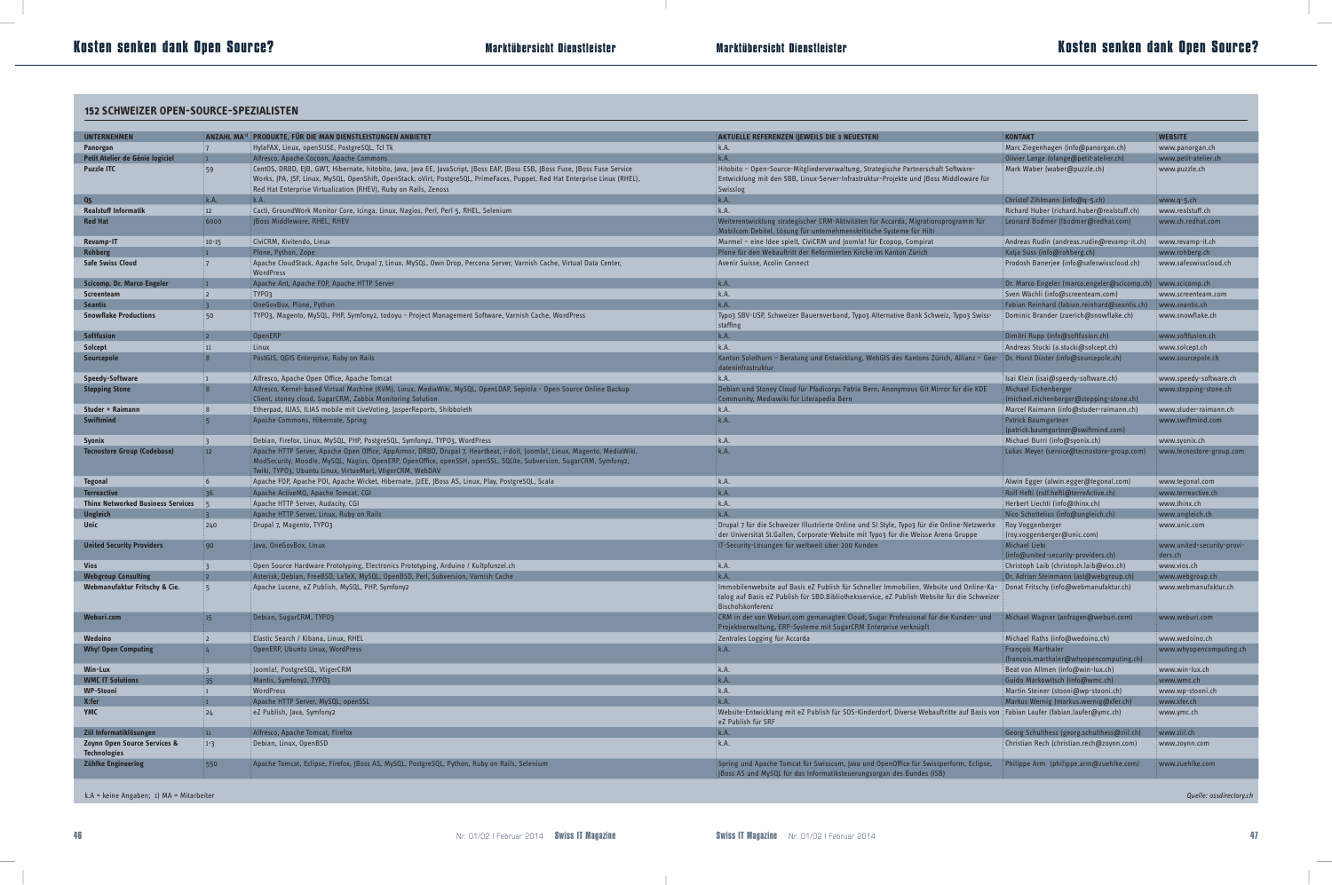## 152 SCHWEIZER OPEN-SOURCE-SPEZIALISTEN

| UNTERNEHMEN | ANZAHL MA[1] | PRODUKTE, FÜR DIE MAN DIENSTLEISTUNGEN ANBIETET | AKTUELLE REFERENZEN (JEWEILS DIE 3 NEUESTEN) | KONTAKT | WEBSITE |
|---|---|---|---|---|---|
| **Panorgan** | 7 | HylaFAX, Linux, openSUSE, PostgreSQL, Tcl Tk | k.A. | Marc Ziegenhagen (info@panorgan.ch) | www.panorgan.ch |
| **Petit Atelier de Génie logiciel** | 1 | Alfresco, Apache Cocoon, Apache Commons | k.A. | Olivier Lange (olange@petit-atelier.ch) | www.petit-atelier.ch |
| **Puzzle ITC** | 59 | CentOS, DRBD, EJB, GWT, Hibernate, hitobito, Java, Java EE, JavaScript, JBoss EAP, JBoss ESB, JBoss Fuse, JBoss Fuse Service Works, JPA, JSF, Linux, MySQL, OpenShift, OpenStack, oVirt, PostgreSQL, PrimeFaces, Puppet, Red Hat Enterprise Linux (RHEL), Red Hat Enterprise Virtualization (RHEV), Ruby on Rails, Zenoss | Hitobito – Open-Source-Mitgliederverwaltung, Strategische Partnerschaft Software-Entwicklung mit den SBB, Linux-Server-Infrastruktur-Projekte und JBoss Middleware für Swisslog | Mark Waber (waber@puzzle.ch) | www.puzzle.ch |
| **Q5** | k.A. | k.A. | k.A. | Christof Zihlmann (info@q-5.ch) | www.q-5.ch |
| **Realstuff Informatik** | 12 | Cacti, GroundWork Monitor Core, Icinga, Linux, Nagios, Perl, Perl 5, RHEL, Selenium | k.A. | Richard Huber (richard.huber@realstuff.ch) | www.realstuff.ch |
| **Red Hat** | 6000 | JBoss Middleware, RHEL, RHEV | Weiterentwicklung strategischer CRM-Aktivitäten für Accarda, Migrationsprogramm für Mobilcom Debitel, Lösung für unternehmenskritische Systeme für Hilti | Leonard Bodmer (lbodmer@redhat.com) | www.ch.redhat.com |
| **Revamp-IT** | 10-15 | CiviCRM, Kivitendo, Linux | Murmel – eine Idee spielt, CiviCRM und Joomla! für Ecopop, Compirat | Andreas Rudin (andreas.rudin@revamp-it.ch) | www.revamp-it.ch |
| **Rohberg** | 1 | Plone, Python, Zope | Plone für den Webauftritt der Reformierten Kirche im Kanton Zürich | Katja Süss (info@rohberg.ch) | www.rohberg.ch |
| **Safe Swiss Cloud** | 7 | Apache CloudStack, Apache Solr, Drupal 7, Linux, MySQL, Own Drop, Percona Server, Varnish Cache, Virtual Data Center, WordPress | Avenir Suisse, Acolin Connect | Prodosh Banerjee (info@safeswisscloud.ch) | www.safeswisscloud.ch |
| **Scicomp, Dr. Marco Engeler** | 1 | Apache Ant, Apache FOP, Apache HTTP Server | k.A. | Dr. Marco Engeler (marco.engeler@scicomp.ch) | www.scicomp.ch |
| **Screenteam** | 2 | TYPO3 | k.A. | Sven Wächli (info@screenteam.com) | www.screenteam.com |
| **Seantis** | 3 | OneGovBox, Plone, Python | k.A. | Fabian Reinhard (fabian.reinhard@seantis.ch) | www.seantis.ch |
| **Snowflake Productions** | 50 | TYPO3, Magento, MySQL, PHP, Symfony2, todoyu – Project Management Software, Varnish Cache, WordPress | Typo3 SBV-USP, Schweizer Bauernverband, Typo3 Alternative Bank Schweiz, Typo3 Swiss-staffing | Dominic Brander (zuerich@snowflake.ch) | www.snowflake.ch |
| **Softfusion** | 2 | OpenERP | k.A. | Dimitri Rupp (info@softfusion.ch) | www.softfusion.ch |
| **Solcept** | 11 | Linux | k.A. | Andreas Stucki (a.stucki@solcept.ch) | www.solcept.ch |
| **Sourcepole** | 8 | PostGIS, QGIS Enterprise, Ruby on Rails | Kanton Solothurn – Beratung und Entwicklung, WebGIS des Kantons Zürich, Allianz – Geodateninfrastruktur | Dr. Horst Düster (info@sourcepole.ch) | www.sourcepole.ch |
| **Speedy-Software** | 1 | Alfresco, Apache Open Office, Apache Tomcat | k.A. | Isai Klein (isai@speedy-software.ch) | www.speedy-software.ch |
| **Stepping Stone** | 8 | Alfresco, Kernel-based Virtual Machine (KVM), Linux, MediaWiki, MySQL, OpenLDAP, Sepiola – Open Source Online Backup Client, stoney cloud, SugarCRM, Zabbix Monitoring Solution | Debian und Stoney Cloud für Pfadicorps Patria Bern, Anonymous Git Mirror für die KDE Community, Mediawiki für Literapedia Bern | Michael Eichenberger (michael.eichenberger@stepping-stone.ch) | www.stepping-stone.ch |
| **Studer + Raimann** | 8 | Etherpad, ILIAS, ILIAS mobile mit LiveVoting, JasperReports, Shibboleth | k.A. | Marcel Raimann (info@studer-raimann.ch) | www.studer-raimann.ch |
| **Swiftmind** | 5 | Apache Commons, Hibernate, Spring | k.A. | Patrick Baumgartner (patrick.baumgartner@swiftmind.com) | www.swiftmind.com |
| **Syonix** | 3 | Debian, Firefox, Linux, MySQL, PHP, PostgreSQL, Symfony2, TYPO3, WordPress | k.A. | Michael Burri (info@syonix.ch) | www.syonix.ch |
| **Tecnostore Group (Codebase)** | 12 | Apache HTTP Server, Apache Open Office, AppArmor, DRBD, Drupal 7, Heartbeat, i-doit, Joomla!, Linux, Magento, MediaWiki, ModSecurity, Moodle, MySQL, Nagios, OpenERP, OpenOffice, openSSH, openSSL, SQLite, Subversion, SugarCRM, Symfony2, Twiki, TYPO3, Ubuntu Linux, VirtueMart, VtigerCRM, WebDAV | k.A. | Lukas Meyer (service@tecnostore-group.com) | www.tecnostore-group.com |
| **Tegonal** | 6 | Apache FOP, Apache POI, Apache Wicket, Hibernate, J2EE, JBoss AS, Linux, Play, PostgreSQL, Scala | k.A. | Alwin Egger (alwin.egger@tegonal.com) | www.tegonal.com |
| **Terreactive** | 36 | Apache ActiveMQ, Apache Tomcat, CGI | k.A. | Rolf Hefti (rolf.hefti@terreActive.ch) | www.terreactive.ch |
| **Thinx Networked Business Services** | 5 | Apache HTTP Server, Audacity, CGI | k.A. | Herbert Liechti (info@thinx.ch) | www.thinx.ch |
| **Ungleich** | 3 | Apache HTTP Server, Linux, Ruby on Rails | k.A. | Nico Schottelius (info@ungleich.ch) | www.ungleich.ch |
| **Unic** | 240 | Drupal 7, Magento, TYPO3 | Drupal 7 für die Schweizer Illustrierte Online und SI Style, Typo3 für die Online-Netzwerke der Universität St.Gallen, Corporate-Website mit Typo3 für die Weisse Arena Gruppe | Roy Voggenberger (roy.voggenberger@unic.com) | www.unic.com |
| **United Security Providers** | 90 | Java, OneGovBox, Linux | IT-Security-Lösungen für weltweit über 200 Kunden | Michael Liebi (info@united-security-providers.ch) | www.united-security-providers.ch |
| **Vios** | 3 | Open Source Hardware Prototyping, Electronics Prototyping, Arduino / Kultpfunzel.ch | k.A. | Christoph Laib (christoph.laib@vios.ch) | www.vios.ch |
| **Webgroup Consulting** | 2 | Asterisk, Debian, FreeBSD, LaTeX, MySQL, OpenBSD, Perl, Subversion, Varnish Cache | k.A. | Dr. Adrian Steinmann (ast@webgroup.ch) | www.webgroup.ch |
| **Webmanufaktur Fritschy & Cie.** | 5 | Apache Lucene, eZ Publish, MySQL, PHP, Symfony2 | Immobilienwebsite auf Basis eZ Publish für Schneller Immobilien, Website und Online-Katalog auf Basis eZ Publish für SBD.Bibliotheksservice, eZ Publish Website für die Schweizer Bischofskonferenz | Donat Fritschy (info@webmanufaktur.ch) | www.webmanufaktur.ch |
| **Weburi.com** | 15 | Debian, SugarCRM, TYPO3 | CRM in der von Weburi.com gemanagten Cloud, Sugar Professional für die Kunden- und Projektverwaltung, ERP-Systeme mit SugarCRM Enterprise verknüpft | Michael Wagner (anfragen@weburi.com) | www.weburi.com |
| **Wedoino** | 2 | Elastic Search / Kibana, Linux, RHEL | Zentrales Logging für Accarda | Michael Raths (info@wedoino.ch) | www.wedoino.ch |
| **Why! Open Computing** | 4 | OpenERP, Ubuntu Linux, WordPress | k.A. | François Marthaler (francois.marthaler@whyopencomputing.ch) | www.whyopencomputing.ch |
| **Win-Lux** | 3 | Joomla!, PostgreSQL, VtigerCRM | k.A. | Beat von Allmen (info@win-lux.ch) | www.win-lux.ch |
| **WMC IT Solutions** | 35 | Mantis, Symfony2, TYPO3 | k.A. | Guido Markowitsch (info@wmc.ch) | www.wmc.ch |
| **WP-Stooni** | 1 | WordPress | k.A. | Martin Steiner (stooni@wp-stooni.ch) | www.wp-stooni.ch |
| **X:fer** | 1 | Apache HTTP Server, MySQL, openSSL | k.A. | Markus Wernig (markus.wernig@xfer.ch) | www.xfer.ch |
| **YMC** | 24 | eZ Publish, Java, Symfony2 | Website-Entwicklung mit eZ Publish für SOS-Kinderdorf, Diverse Webauftritte auf Basis von eZ Publish für SRF | Fabian Laufer (fabian.laufer@ymc.ch) | www.ymc.ch |
| **Ziil Informatiklösungen** | 11 | Alfresco, Apache Tomcat, Firefox | k.A. | Georg Schulthess (georg.schulthess@ziil.ch) | www.ziil.ch |
| **Zoynn Open Source Services & Technologies** | 1-3 | Debian, Linux, OpenBSD | k.A. | Christian Rech (christian.rech@zoynn.com) | www.zoynn.com |
| **Zühlke Engineering** | 550 | Apache Tomcat, Eclipse, Firefox, JBoss AS, MySQL, PostgreSQL, Python, Ruby on Rails, Selenium | Spring und Apache Tomcat für Swisscom, Java und OpenOffice für Swissperform, Eclipse, JBoss AS und MySQL für das Informatiksteuerungsorgan des Bundes (ISB) | Philippe Arm (philippe.arm@zuehlke.com) | www.zuehlke.com |

k.A = keine Angaben; 1) MA = Mitarbeiter

*Quelle: ossdirectory.ch*